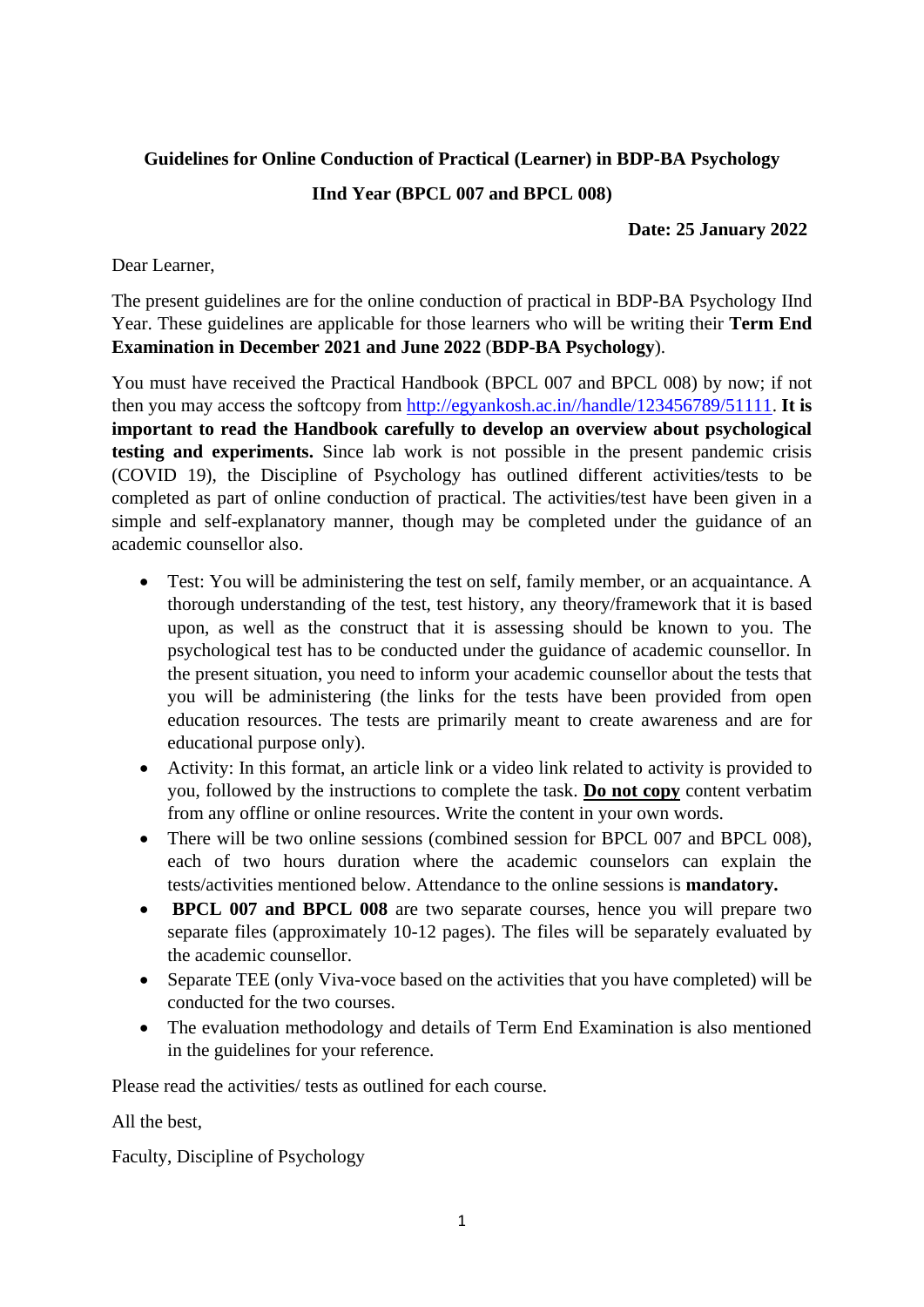**Guidelines for Online Conduction of Practical (Learner) in BDP-BA Psychology**

**IInd Year (BPCL 007 and BPCL 008)**

**Date: 25 January 2022**

Dear Learner,

The present guidelines are for the online conduction of practical in BDP-BA Psychology IInd Year. These guidelines are applicable for those learners who will be writing their **Term End Examination in December 2021 and June 2022** (**BDP-BA Psychology**).

You must have received the Practical Handbook (BPCL 007 and BPCL 008) by now; if not then you may access the softcopy from http://egyankosh.ac.in//handle/123456789/51111. **It is important to read the Handbook carefully to develop an overview about psychological testing and experiments.** Since lab work is not possible in the present pandemic crisis (COVID 19), the Discipline of Psychology has outlined different activities/tests to be completed as part of online conduction of practical. The activities/test have been given in a simple and self-explanatory manner, though may be completed under the guidance of an academic counsellor also.

- Test: You will be administering the test on self, family member, or an acquaintance. A thorough understanding of the test, test history, any theory/framework that it is based upon, as well as the construct that it is assessing should be known to you. The psychological test has to be conducted under the guidance of academic counsellor. In the present situation, you need to inform your academic counsellor about the tests that you will be administering (the links for the tests have been provided from open education resources. The tests are primarily meant to create awareness and are for educational purpose only).
- Activity: In this format, an article link or a video link related to activity is provided to you, followed by the instructions to complete the task. <u>**Do not copy**</u> content verbatim from any offline or online resources. Write the content in your own words.
- There will be two online sessions (combined session for BPCL 007 and BPCL 008), each of two hours duration where the academic counselors can explain the tests/activities mentioned below. Attendance to the online sessions is **mandatory.**
- **BPCL 007 and BPCL 008** are two separate courses, hence you will prepare two separate files (approximately 10-12 pages). The files will be separately evaluated by the academic counsellor.
- Separate TEE (only Viva-voce based on the activities that you have completed) will be conducted for the two courses.
- The evaluation methodology and details of Term End Examination is also mentioned in the guidelines for your reference.

Please read the activities/ tests as outlined for each course.

All the best,

Faculty, Discipline of Psychology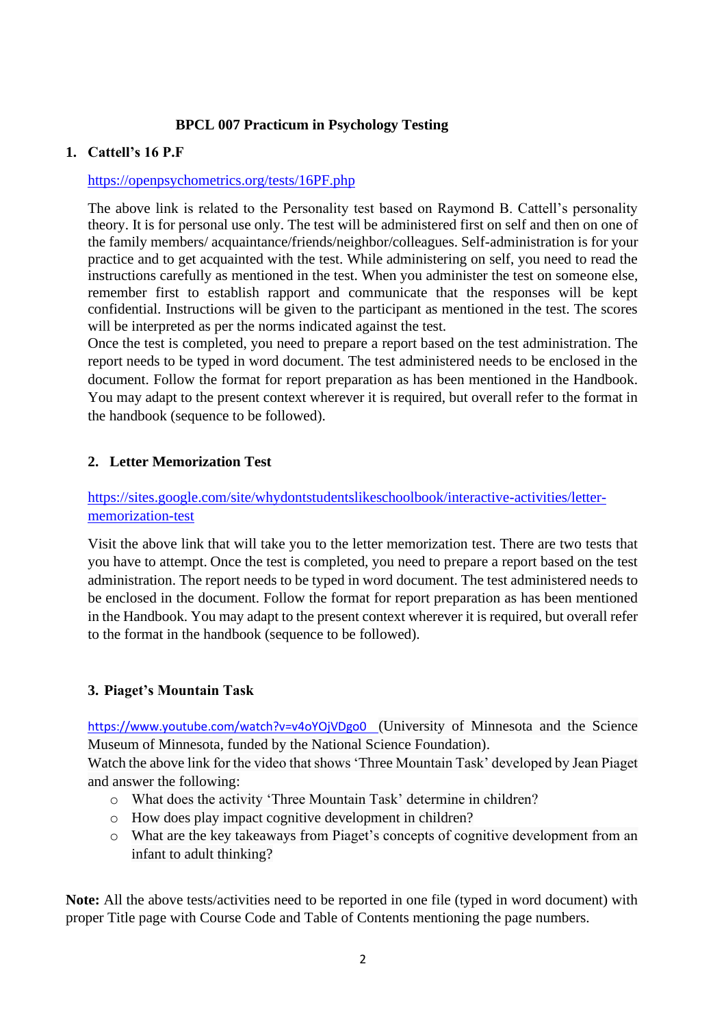# BPCL 007 Practicum in Psychology Testing

## 1. Cattell's 16 P.F

https://openpsychometrics.org/tests/16PF.php

The above link is related to the Personality test based on Raymond B. Cattell's personality theory. It is for personal use only. The test will be administered first on self and then on one of the family members/ acquaintance/friends/neighbor/colleagues. Self-administration is for your practice and to get acquainted with the test. While administering on self, you need to read the instructions carefully as mentioned in the test. When you administer the test on someone else, remember first to establish rapport and communicate that the responses will be kept confidential. Instructions will be given to the participant as mentioned in the test. The scores will be interpreted as per the norms indicated against the test.

Once the test is completed, you need to prepare a report based on the test administration. The report needs to be typed in word document. The test administered needs to be enclosed in the document. Follow the format for report preparation as has been mentioned in the Handbook. You may adapt to the present context wherever it is required, but overall refer to the format in the handbook (sequence to be followed).

## 2. Letter Memorization Test

https://sites.google.com/site/whydontstudentslikeschoolbook/interactive-activities/letter-memorization-test

Visit the above link that will take you to the letter memorization test. There are two tests that you have to attempt. Once the test is completed, you need to prepare a report based on the test administration. The report needs to be typed in word document. The test administered needs to be enclosed in the document. Follow the format for report preparation as has been mentioned in the Handbook. You may adapt to the present context wherever it is required, but overall refer to the format in the handbook (sequence to be followed).

## 3. Piaget's Mountain Task

https://www.youtube.com/watch?v=v4oYOjVDgo0 (University of Minnesota and the Science Museum of Minnesota, funded by the National Science Foundation).

Watch the above link for the video that shows 'Three Mountain Task' developed by Jean Piaget and answer the following:

- What does the activity 'Three Mountain Task' determine in children?
- How does play impact cognitive development in children?
- What are the key takeaways from Piaget's concepts of cognitive development from an infant to adult thinking?

**Note:** All the above tests/activities need to be reported in one file (typed in word document) with proper Title page with Course Code and Table of Contents mentioning the page numbers.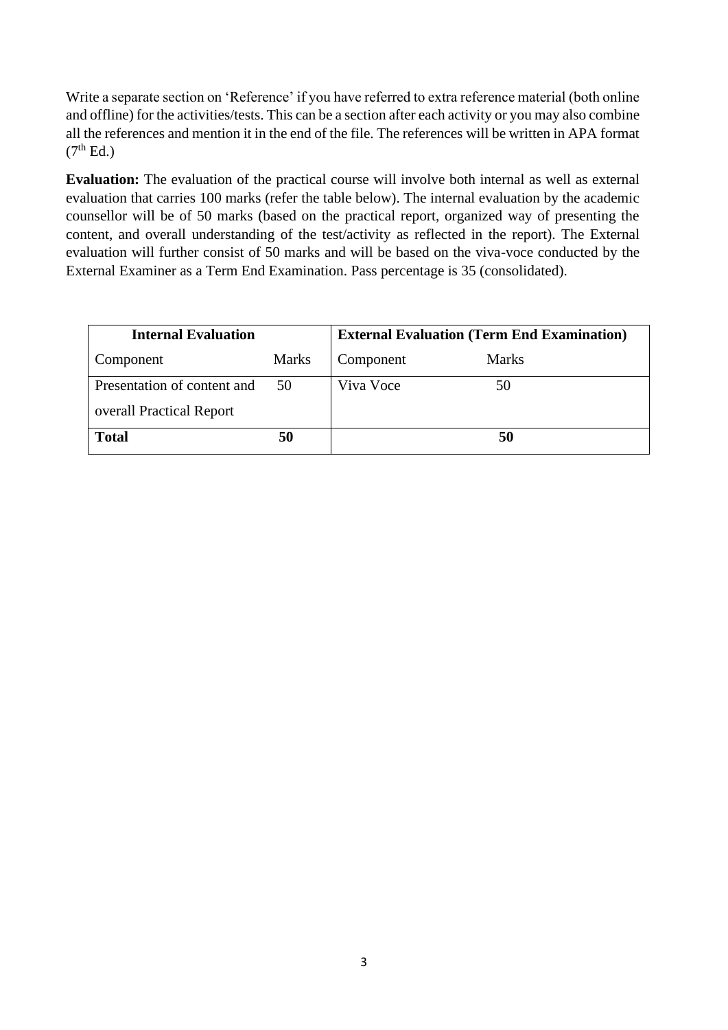Write a separate section on 'Reference' if you have referred to extra reference material (both online and offline) for the activities/tests. This can be a section after each activity or you may also combine all the references and mention it in the end of the file. The references will be written in APA format ($7^{th}$ Ed.)

**Evaluation:** The evaluation of the practical course will involve both internal as well as external evaluation that carries 100 marks (refer the table below). The internal evaluation by the academic counsellor will be of 50 marks (based on the practical report, organized way of presenting the content, and overall understanding of the test/activity as reflected in the report). The External evaluation will further consist of 50 marks and will be based on the viva-voce conducted by the External Examiner as a Term End Examination. Pass percentage is 35 (consolidated).

| **Internal Evaluation** | | **External Evaluation (Term End Examination)** | |
|---|---|---|---|
| Component | Marks | Component | Marks |
| Presentation of content and overall Practical Report | 50 | Viva Voce | 50 |
| **Total** | **50** | | **50** |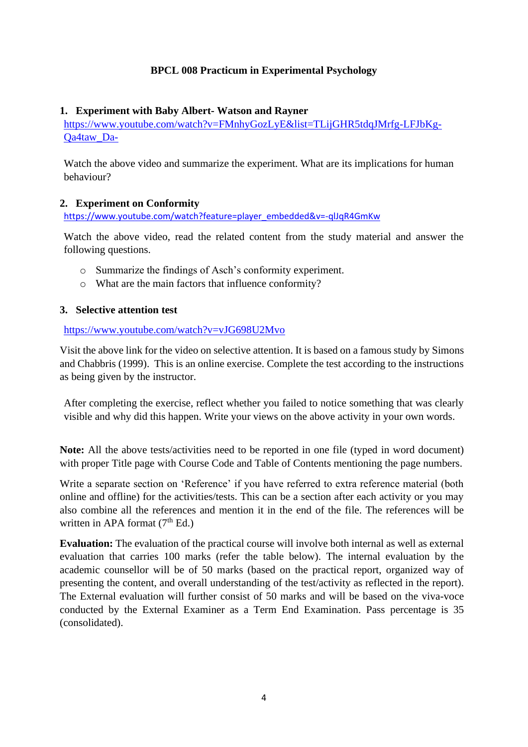# BPCL 008 Practicum in Experimental Psychology

## 1. Experiment with Baby Albert- Watson and Rayner

https://www.youtube.com/watch?v=FMnhyGozLyE&list=TLijGHR5tdqJMrfg-LFJbKg-Qa4taw_Da-

Watch the above video and summarize the experiment. What are its implications for human behaviour?

## 2. Experiment on Conformity

https://www.youtube.com/watch?feature=player_embedded&v=-qlJqR4GmKw

Watch the above video, read the related content from the study material and answer the following questions.

- Summarize the findings of Asch's conformity experiment.
- What are the main factors that influence conformity?

## 3. Selective attention test

https://www.youtube.com/watch?v=vJG698U2Mvo

Visit the above link for the video on selective attention. It is based on a famous study by Simons and Chabbris (1999). This is an online exercise. Complete the test according to the instructions as being given by the instructor.

After completing the exercise, reflect whether you failed to notice something that was clearly visible and why did this happen. Write your views on the above activity in your own words.

**Note:** All the above tests/activities need to be reported in one file (typed in word document) with proper Title page with Course Code and Table of Contents mentioning the page numbers.

Write a separate section on 'Reference' if you have referred to extra reference material (both online and offline) for the activities/tests. This can be a section after each activity or you may also combine all the references and mention it in the end of the file. The references will be written in APA format (7th Ed.)

**Evaluation:** The evaluation of the practical course will involve both internal as well as external evaluation that carries 100 marks (refer the table below). The internal evaluation by the academic counsellor will be of 50 marks (based on the practical report, organized way of presenting the content, and overall understanding of the test/activity as reflected in the report). The External evaluation will further consist of 50 marks and will be based on the viva-voce conducted by the External Examiner as a Term End Examination. Pass percentage is 35 (consolidated).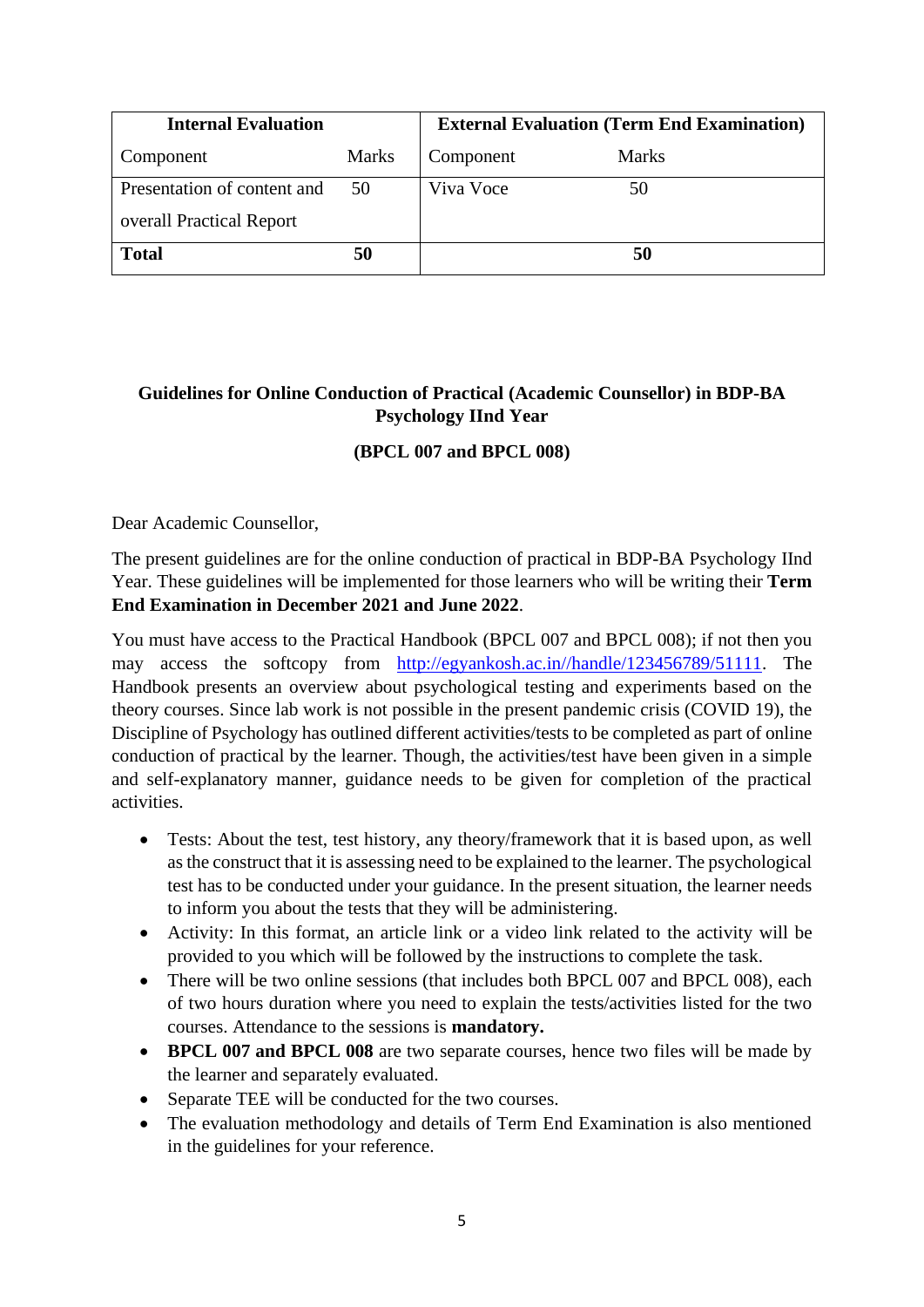| **Internal Evaluation** | | **External Evaluation (Term End Examination)** | |
|---|---|---|---|
| Component | Marks | Component | Marks |
| Presentation of content and overall Practical Report | 50 | Viva Voce | 50 |
| **Total** | **50** | | **50** |

**Guidelines for Online Conduction of Practical (Academic Counsellor) in BDP-BA Psychology IInd Year**

**(BPCL 007 and BPCL 008)**

Dear Academic Counsellor,

The present guidelines are for the online conduction of practical in BDP-BA Psychology IInd Year. These guidelines will be implemented for those learners who will be writing their **Term End Examination in December 2021 and June 2022**.

You must have access to the Practical Handbook (BPCL 007 and BPCL 008); if not then you may access the softcopy from http://egyankosh.ac.in//handle/123456789/51111. The Handbook presents an overview about psychological testing and experiments based on the theory courses. Since lab work is not possible in the present pandemic crisis (COVID 19), the Discipline of Psychology has outlined different activities/tests to be completed as part of online conduction of practical by the learner. Though, the activities/test have been given in a simple and self-explanatory manner, guidance needs to be given for completion of the practical activities.

- Tests: About the test, test history, any theory/framework that it is based upon, as well as the construct that it is assessing need to be explained to the learner. The psychological test has to be conducted under your guidance. In the present situation, the learner needs to inform you about the tests that they will be administering.
- Activity: In this format, an article link or a video link related to the activity will be provided to you which will be followed by the instructions to complete the task.
- There will be two online sessions (that includes both BPCL 007 and BPCL 008), each of two hours duration where you need to explain the tests/activities listed for the two courses. Attendance to the sessions is **mandatory.**
- **BPCL 007 and BPCL 008** are two separate courses, hence two files will be made by the learner and separately evaluated.
- Separate TEE will be conducted for the two courses.
- The evaluation methodology and details of Term End Examination is also mentioned in the guidelines for your reference.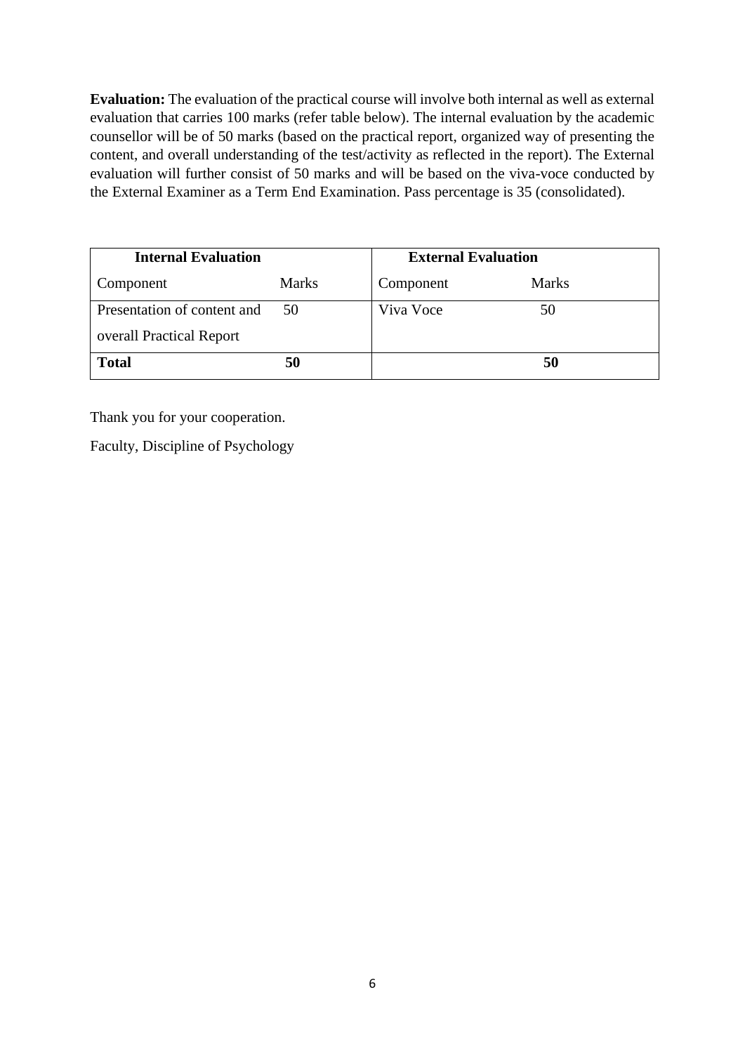**Evaluation:** The evaluation of the practical course will involve both internal as well as external evaluation that carries 100 marks (refer table below). The internal evaluation by the academic counsellor will be of 50 marks (based on the practical report, organized way of presenting the content, and overall understanding of the test/activity as reflected in the report). The External evaluation will further consist of 50 marks and will be based on the viva-voce conducted by the External Examiner as a Term End Examination. Pass percentage is 35 (consolidated).

| **Internal Evaluation** | | **External Evaluation** | |
|---|---|---|---|
| Component | Marks | Component | Marks |
| Presentation of content and overall Practical Report | 50 | Viva Voce | 50 |
| **Total** | **50** | | **50** |

Thank you for your cooperation.

Faculty, Discipline of Psychology